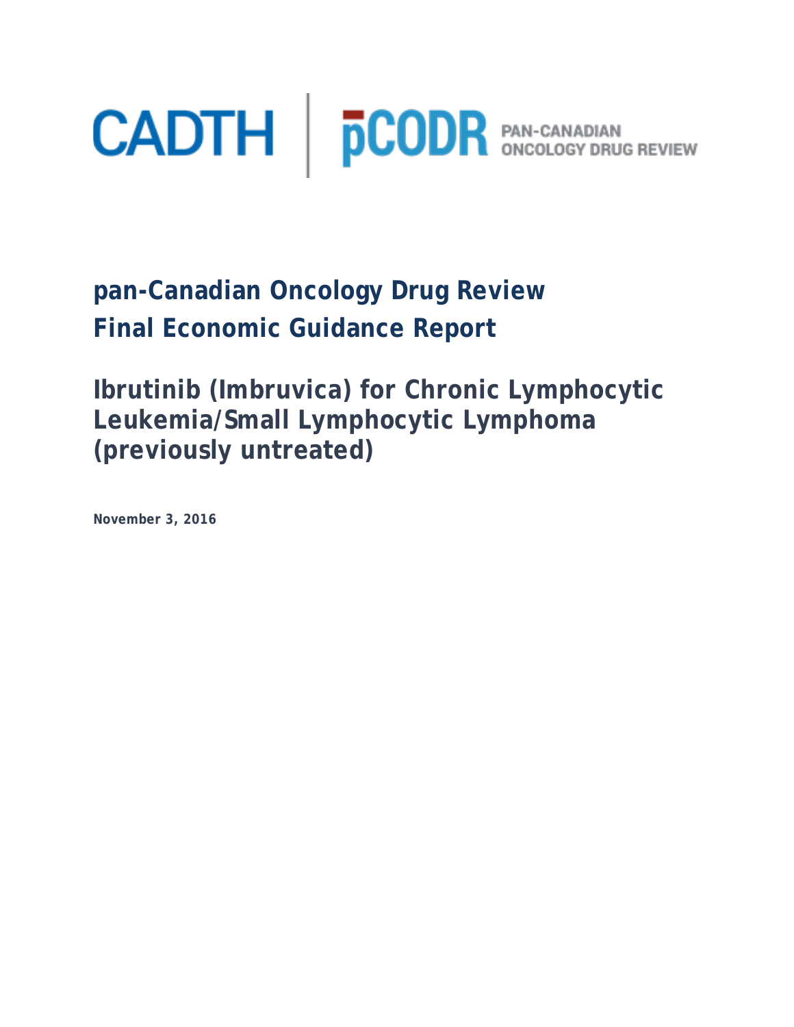CADTH | pCODR PAN-CANADIAN ONCOLOGY DRUG REVIEW

# pan-Canadian Oncology Drug Review Final Economic Guidance Report

# Ibrutinib (Imbruvica) for Chronic Lymphocytic Leukemia/Small Lymphocytic Lymphoma (previously untreated)

**November 3, 2016**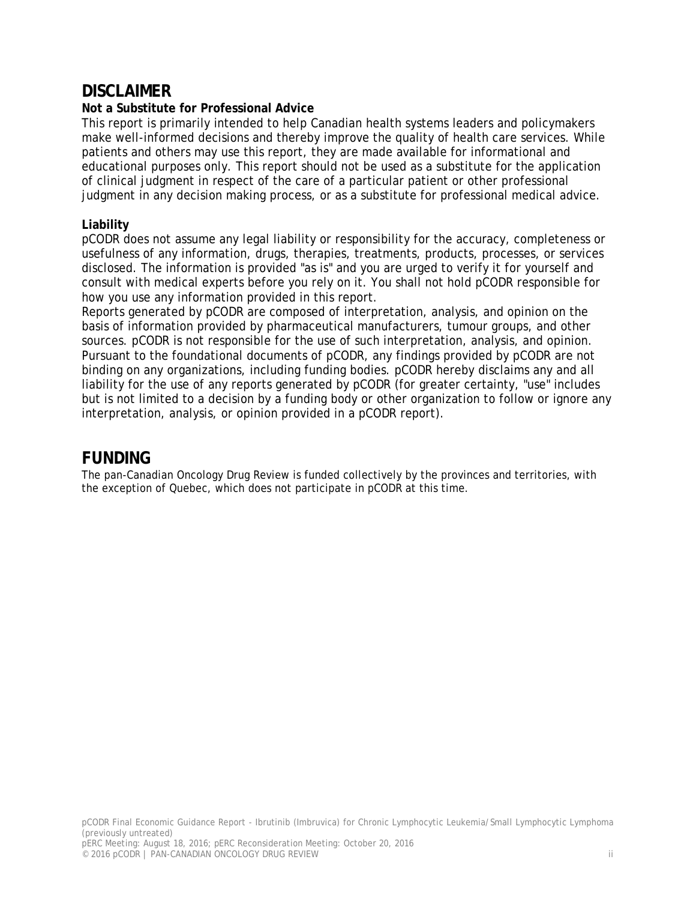## DISCLAIMER

**Not a Substitute for Professional Advice**

This report is primarily intended to help Canadian health systems leaders and policymakers make well-informed decisions and thereby improve the quality of health care services. While patients and others may use this report, they are made available for informational and educational purposes only. This report should not be used as a substitute for the application of clinical judgment in respect of the care of a particular patient or other professional judgment in any decision making process, or as a substitute for professional medical advice.

**Liability**

pCODR does not assume any legal liability or responsibility for the accuracy, completeness or usefulness of any information, drugs, therapies, treatments, products, processes, or services disclosed. The information is provided "as is" and you are urged to verify it for yourself and consult with medical experts before you rely on it. You shall not hold pCODR responsible for how you use any information provided in this report.

Reports generated by pCODR are composed of interpretation, analysis, and opinion on the basis of information provided by pharmaceutical manufacturers, tumour groups, and other sources. pCODR is not responsible for the use of such interpretation, analysis, and opinion. Pursuant to the foundational documents of pCODR, any findings provided by pCODR are not binding on any organizations, including funding bodies. pCODR hereby disclaims any and all liability for the use of any reports generated by pCODR (for greater certainty, "use" includes but is not limited to a decision by a funding body or other organization to follow or ignore any interpretation, analysis, or opinion provided in a pCODR report).

## FUNDING

The pan-Canadian Oncology Drug Review is funded collectively by the provinces and territories, with the exception of Quebec, which does not participate in pCODR at this time.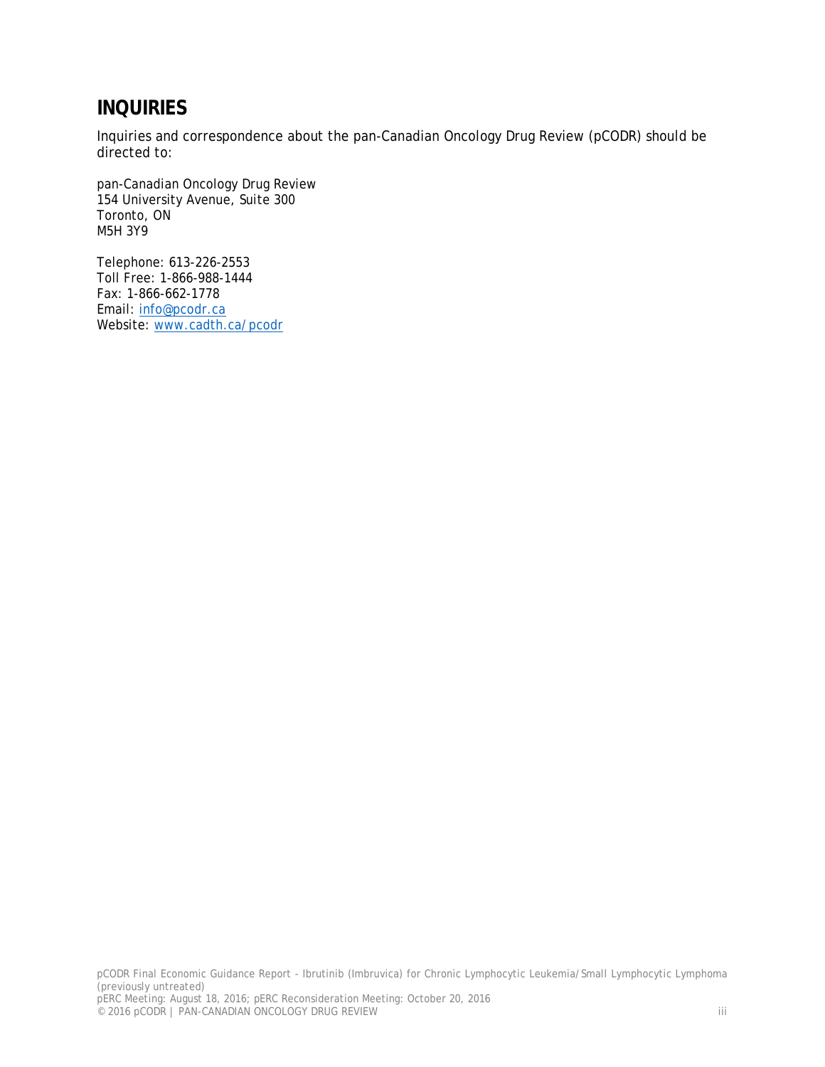## INQUIRIES

Inquiries and correspondence about the pan-Canadian Oncology Drug Review (pCODR) should be directed to:

pan-Canadian Oncology Drug Review
154 University Avenue, Suite 300
Toronto, ON
M5H 3Y9

Telephone: 613-226-2553
Toll Free: 1-866-988-1444
Fax: 1-866-662-1778
Email: info@pcodr.ca
Website: www.cadth.ca/pcodr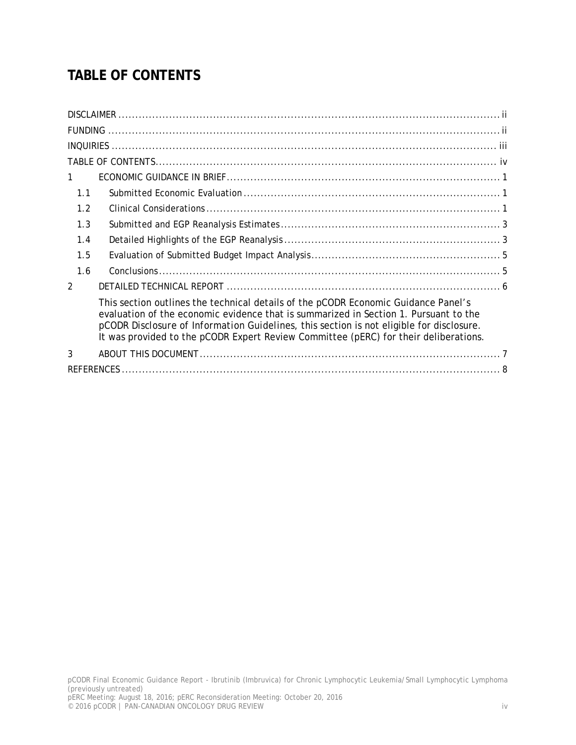# TABLE OF CONTENTS

DISCLAIMER ..... ii
FUNDING ..... ii
INQUIRIES ..... iii
TABLE OF CONTENTS ..... iv

1 ECONOMIC GUIDANCE IN BRIEF ..... 1
- 1.1 Submitted Economic Evaluation ..... 1
- 1.2 Clinical Considerations ..... 1
- 1.3 Submitted and EGP Reanalysis Estimates ..... 3
- 1.4 Detailed Highlights of the EGP Reanalysis ..... 3
- 1.5 Evaluation of Submitted Budget Impact Analysis ..... 5
- 1.6 Conclusions ..... 5

2 DETAILED TECHNICAL REPORT ..... 6

This section outlines the technical details of the pCODR Economic Guidance Panel's evaluation of the economic evidence that is summarized in Section 1. Pursuant to the pCODR *Disclosure of Information Guidelines*, this section is not eligible for disclosure. It was provided to the pCODR Expert Review Committee (pERC) for their deliberations.

3 ABOUT THIS DOCUMENT ..... 7

REFERENCES ..... 8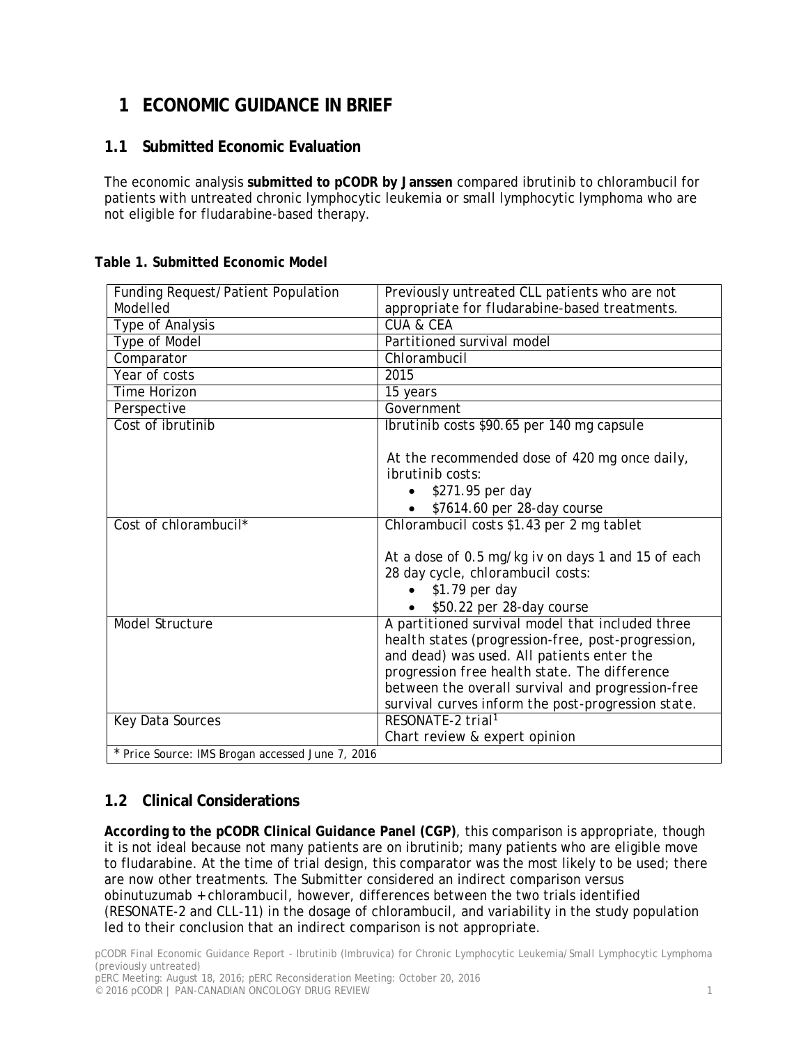# 1 ECONOMIC GUIDANCE IN BRIEF

## 1.1 Submitted Economic Evaluation

The economic analysis **submitted to pCODR by Janssen** compared ibrutinib to chlorambucil for patients with untreated chronic lymphocytic leukemia or small lymphocytic lymphoma who are not eligible for fludarabine-based therapy.

**Table 1. Submitted Economic Model**

| | |
|---|---|
| Funding Request/Patient Population Modelled | Previously untreated CLL patients who are not appropriate for fludarabine-based treatments. |
| Type of Analysis | CUA & CEA |
| Type of Model | Partitioned survival model |
| Comparator | Chlorambucil |
| Year of costs | 2015 |
| Time Horizon | 15 years |
| Perspective | Government |
| Cost of ibrutinib | Ibrutinib costs $90.65 per 140 mg capsule<br><br>At the recommended dose of 420 mg once daily, ibrutinib costs:<br>• $271.95 per day<br>• $7614.60 per 28-day course |
| Cost of chlorambucil* | Chlorambucil costs $1.43 per 2 mg tablet<br><br>At a dose of 0.5 mg/kg iv on days 1 and 15 of each 28 day cycle, chlorambucil costs:<br>• $1.79 per day<br>• $50.22 per 28-day course |
| Model Structure | A partitioned survival model that included three health states (progression-free, post-progression, and dead) was used. All patients enter the progression free health state. The difference between the overall survival and progression-free survival curves inform the post-progression state. |
| Key Data Sources | RESONATE-2 trial[1]<br>Chart review & expert opinion |
| * Price Source: IMS Brogan accessed June 7, 2016 | |

## 1.2 Clinical Considerations

**According to the pCODR Clinical Guidance Panel (CGP)**, this comparison is appropriate, though it is not ideal because not many patients are on ibrutinib; many patients who are eligible move to fludarabine. At the time of trial design, this comparator was the most likely to be used; there are now other treatments. The Submitter considered an indirect comparison versus obinutuzumab + chlorambucil, however, differences between the two trials identified (RESONATE-2 and CLL-11) in the dosage of chlorambucil, and variability in the study population led to their conclusion that an indirect comparison is not appropriate.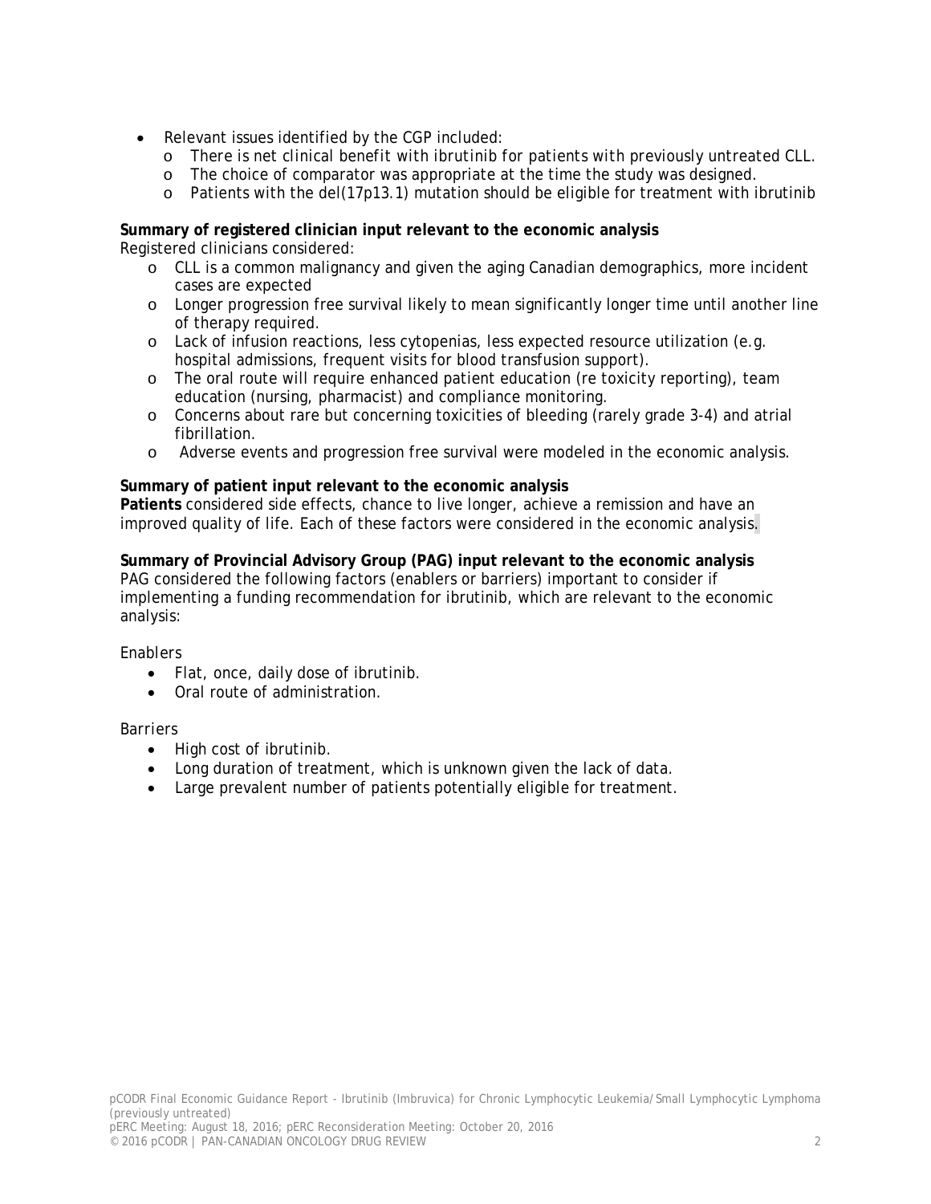- Relevant issues identified by the CGP included:
  - There is net clinical benefit with ibrutinib for patients with previously untreated CLL.
  - The choice of comparator was appropriate at the time the study was designed.
  - Patients with the del(17p13.1) mutation should be eligible for treatment with ibrutinib

**Summary of registered clinician input relevant to the economic analysis**
Registered clinicians considered:

- CLL is a common malignancy and given the aging Canadian demographics, more incident cases are expected
- Longer progression free survival likely to mean significantly longer time until another line of therapy required.
- Lack of infusion reactions, less cytopenias, less expected resource utilization (e.g. hospital admissions, frequent visits for blood transfusion support).
- The oral route will require enhanced patient education (re toxicity reporting), team education (nursing, pharmacist) and compliance monitoring.
- Concerns about rare but concerning toxicities of bleeding (rarely grade 3-4) and atrial fibrillation.
- Adverse events and progression free survival were modeled in the economic analysis.

**Summary of patient input relevant to the economic analysis**
**Patients** considered side effects, chance to live longer, achieve a remission and have an improved quality of life. Each of these factors were considered in the economic analysis.

**Summary of Provincial Advisory Group (PAG) input relevant to the economic analysis**
PAG considered the following factors (enablers or barriers) important to consider if implementing a funding recommendation for ibrutinib, which are relevant to the economic analysis:

Enablers

- Flat, once, daily dose of ibrutinib.
- Oral route of administration.

Barriers

- High cost of ibrutinib.
- Long duration of treatment, which is unknown given the lack of data.
- Large prevalent number of patients potentially eligible for treatment.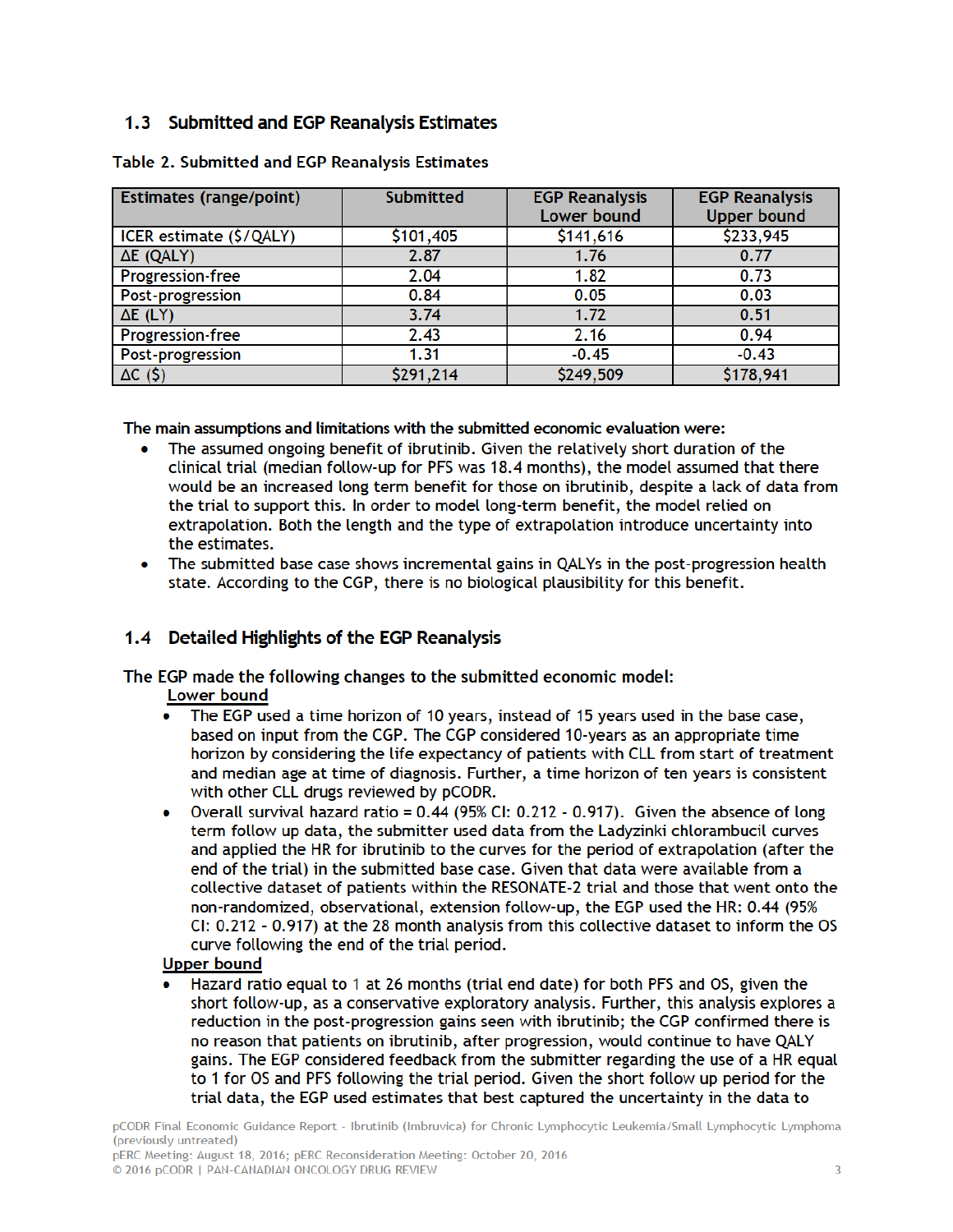## 1.3 Submitted and EGP Reanalysis Estimates

**Table 2. Submitted and EGP Reanalysis Estimates**

| Estimates (range/point) | Submitted | EGP Reanalysis Lower bound | EGP Reanalysis Upper bound |
|---|---|---|---|
| ICER estimate ($/QALY) | $101,405 | $141,616 | $233,945 |
| ΔE (QALY) | 2.87 | 1.76 | 0.77 |
| Progression-free | 2.04 | 1.82 | 0.73 |
| Post-progression | 0.84 | 0.05 | 0.03 |
| ΔE (LY) | 3.74 | 1.72 | 0.51 |
| Progression-free | 2.43 | 2.16 | 0.94 |
| Post-progression | 1.31 | -0.45 | -0.43 |
| ΔC ($) | $291,214 | $249,509 | $178,941 |

**The main assumptions and limitations with the submitted economic evaluation were:**

- The assumed ongoing benefit of ibrutinib. Given the relatively short duration of the clinical trial (median follow-up for PFS was 18.4 months), the model assumed that there would be an increased long term benefit for those on ibrutinib, despite a lack of data from the trial to support this. In order to model long-term benefit, the model relied on extrapolation. Both the length and the type of extrapolation introduce uncertainty into the estimates.
- The submitted base case shows incremental gains in QALYs in the post-progression health state. According to the CGP, there is no biological plausibility for this benefit.

## 1.4 Detailed Highlights of the EGP Reanalysis

**The EGP made the following changes to the submitted economic model:**

Lower bound

- The EGP used a time horizon of 10 years, instead of 15 years used in the base case, based on input from the CGP. The CGP considered 10-years as an appropriate time horizon by considering the life expectancy of patients with CLL from start of treatment and median age at time of diagnosis. Further, a time horizon of ten years is consistent with other CLL drugs reviewed by pCODR.
- Overall survival hazard ratio = 0.44 (95% CI: 0.212 - 0.917). Given the absence of long term follow up data, the submitter used data from the Ladyzinki chlorambucil curves and applied the HR for ibrutinib to the curves for the period of extrapolation (after the end of the trial) in the submitted base case. Given that data were available from a collective dataset of patients within the RESONATE-2 trial and those that went onto the non-randomized, observational, extension follow-up, the EGP used the HR: 0.44 (95% CI: 0.212 - 0.917) at the 28 month analysis from this collective dataset to inform the OS curve following the end of the trial period.

Upper bound

- Hazard ratio equal to 1 at 26 months (trial end date) for both PFS and OS, given the short follow-up, as a conservative exploratory analysis. Further, this analysis explores a reduction in the post-progression gains seen with ibrutinib; the CGP confirmed there is no reason that patients on ibrutinib, after progression, would continue to have QALY gains. The EGP considered feedback from the submitter regarding the use of a HR equal to 1 for OS and PFS following the trial period. Given the short follow up period for the trial data, the EGP used estimates that best captured the uncertainty in the data to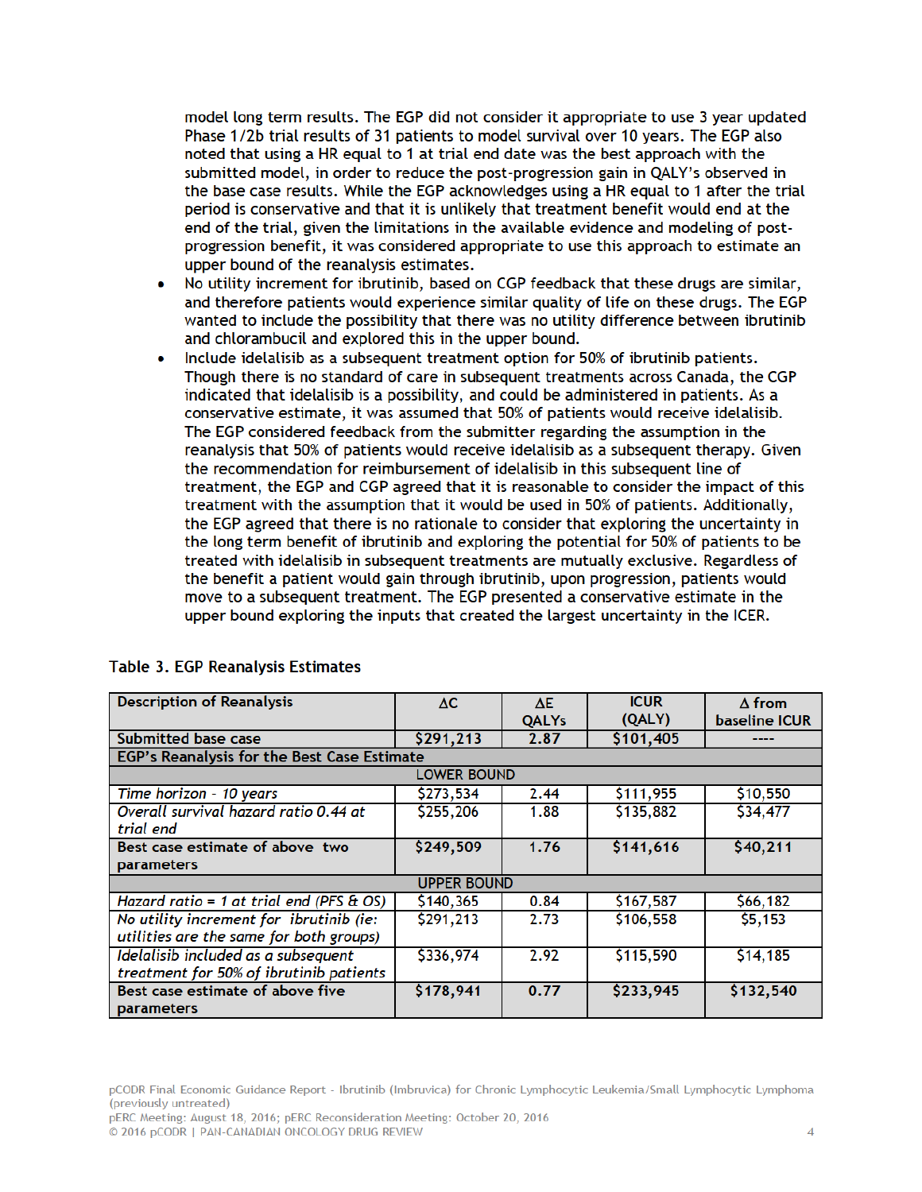model long term results. The EGP did not consider it appropriate to use 3 year updated Phase 1/2b trial results of 31 patients to model survival over 10 years. The EGP also noted that using a HR equal to 1 at trial end date was the best approach with the submitted model, in order to reduce the post-progression gain in QALY's observed in the base case results. While the EGP acknowledges using a HR equal to 1 after the trial period is conservative and that it is unlikely that treatment benefit would end at the end of the trial, given the limitations in the available evidence and modeling of post-progression benefit, it was considered appropriate to use this approach to estimate an upper bound of the reanalysis estimates.

- No utility increment for ibrutinib, based on CGP feedback that these drugs are similar, and therefore patients would experience similar quality of life on these drugs. The EGP wanted to include the possibility that there was no utility difference between ibrutinib and chlorambucil and explored this in the upper bound.
- Include idelalisib as a subsequent treatment option for 50% of ibrutinib patients. Though there is no standard of care in subsequent treatments across Canada, the CGP indicated that idelalisib is a possibility, and could be administered in patients. As a conservative estimate, it was assumed that 50% of patients would receive idelalisib. The EGP considered feedback from the submitter regarding the assumption in the reanalysis that 50% of patients would receive idelalisib as a subsequent therapy. Given the recommendation for reimbursement of idelalisib in this subsequent line of treatment, the EGP and CGP agreed that it is reasonable to consider the impact of this treatment with the assumption that it would be used in 50% of patients. Additionally, the EGP agreed that there is no rationale to consider that exploring the uncertainty in the long term benefit of ibrutinib and exploring the potential for 50% of patients to be treated with idelalisib in subsequent treatments are mutually exclusive. Regardless of the benefit a patient would gain through ibrutinib, upon progression, patients would move to a subsequent treatment. The EGP presented a conservative estimate in the upper bound exploring the inputs that created the largest uncertainty in the ICER.

**Table 3. EGP Reanalysis Estimates**

| Description of Reanalysis | ΔC | ΔE QALYs | ICUR (QALY) | Δ from baseline ICUR |
|---|---|---|---|---|
| **Submitted base case** | **$291,213** | **2.87** | **$101,405** | **----** |
| **EGP's Reanalysis for the Best Case Estimate** | | | | |
| LOWER BOUND | | | | |
| *Time horizon - 10 years* | $273,534 | 2.44 | $111,955 | $10,550 |
| *Overall survival hazard ratio 0.44 at trial end* | $255,206 | 1.88 | $135,882 | $34,477 |
| **Best case estimate of above two parameters** | **$249,509** | **1.76** | **$141,616** | **$40,211** |
| UPPER BOUND | | | | |
| *Hazard ratio = 1 at trial end (PFS & OS)* | $140,365 | 0.84 | $167,587 | $66,182 |
| *No utility increment for ibrutinib (ie: utilities are the same for both groups)* | $291,213 | 2.73 | $106,558 | $5,153 |
| *Idelalisib included as a subsequent treatment for 50% of ibrutinib patients* | $336,974 | 2.92 | $115,590 | $14,185 |
| **Best case estimate of above five parameters** | **$178,941** | **0.77** | **$233,945** | **$132,540** |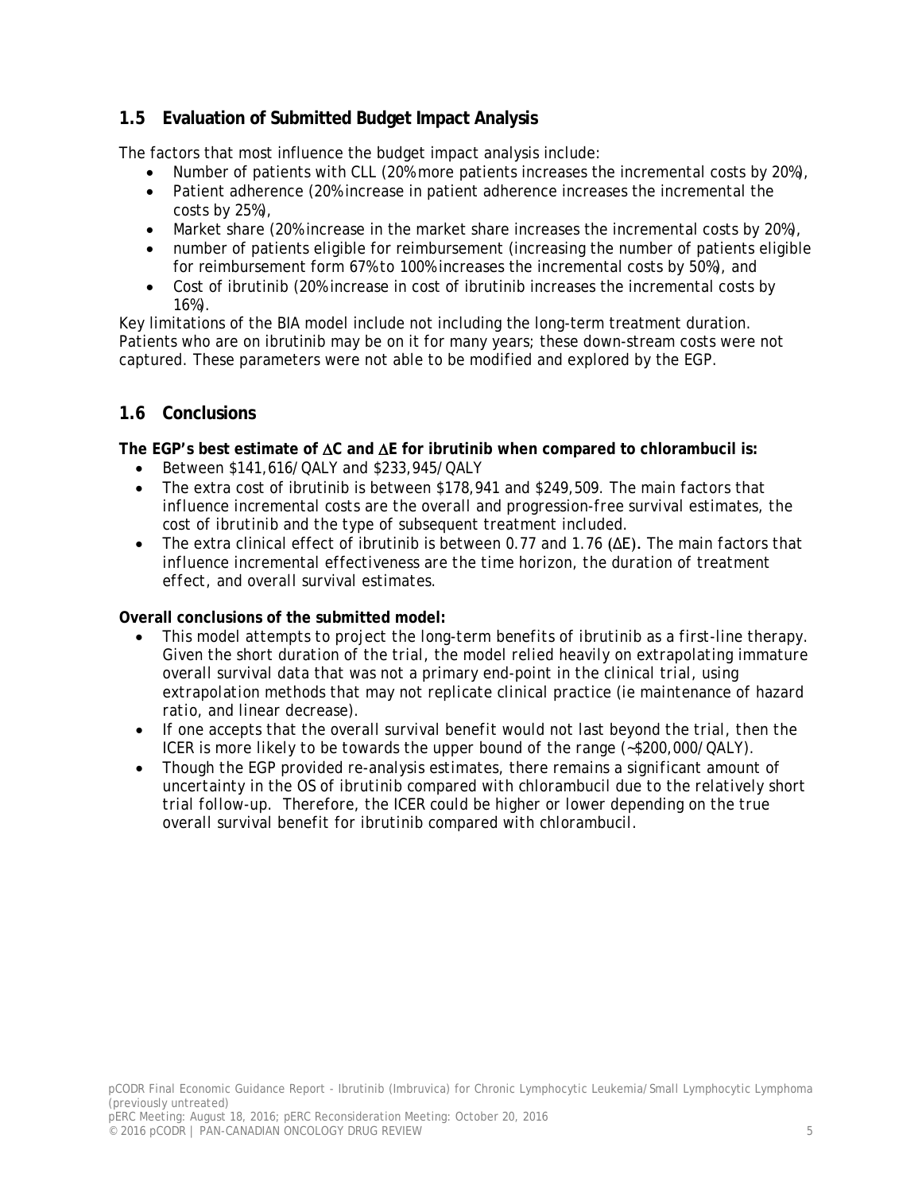## 1.5 Evaluation of Submitted Budget Impact Analysis

The factors that most influence the budget impact analysis include:

- Number of patients with CLL (20% more patients increases the incremental costs by 20%),
- Patient adherence (20% increase in patient adherence increases the incremental the costs by 25%),
- Market share (20% increase in the market share increases the incremental costs by 20%),
- number of patients eligible for reimbursement (increasing the number of patients eligible for reimbursement form 67% to 100% increases the incremental costs by 50%), and
- Cost of ibrutinib (20% increase in cost of ibrutinib increases the incremental costs by 16%).

Key limitations of the BIA model include not including the long-term treatment duration. Patients who are on ibrutinib may be on it for many years; these down-stream costs were not captured. These parameters were not able to be modified and explored by the EGP.

## 1.6 Conclusions

**The EGP's best estimate of ΔC and ΔE for ibrutinib when compared to chlorambucil is:**

- Between $141,616/QALY and $233,945/QALY
- The extra cost of ibrutinib is between $178,941 and $249,509. The main factors that influence incremental costs are the overall and progression-free survival estimates, the cost of ibrutinib and the type of subsequent treatment included.
- The extra clinical effect of ibrutinib is between 0.77 and 1.76 (ΔE). The main factors that influence incremental effectiveness are the time horizon, the duration of treatment effect, and overall survival estimates.

**Overall conclusions of the submitted model:**

- This model attempts to project the long-term benefits of ibrutinib as a first-line therapy. Given the short duration of the trial, the model relied heavily on extrapolating immature overall survival data that was not a primary end-point in the clinical trial, using extrapolation methods that may not replicate clinical practice (ie maintenance of hazard ratio, and linear decrease).
- If one accepts that the overall survival benefit would not last beyond the trial, then the ICER is more likely to be towards the upper bound of the range (~$200,000/QALY).
- Though the EGP provided re-analysis estimates, there remains a significant amount of uncertainty in the OS of ibrutinib compared with chlorambucil due to the relatively short trial follow-up. Therefore, the ICER could be higher or lower depending on the true overall survival benefit for ibrutinib compared with chlorambucil.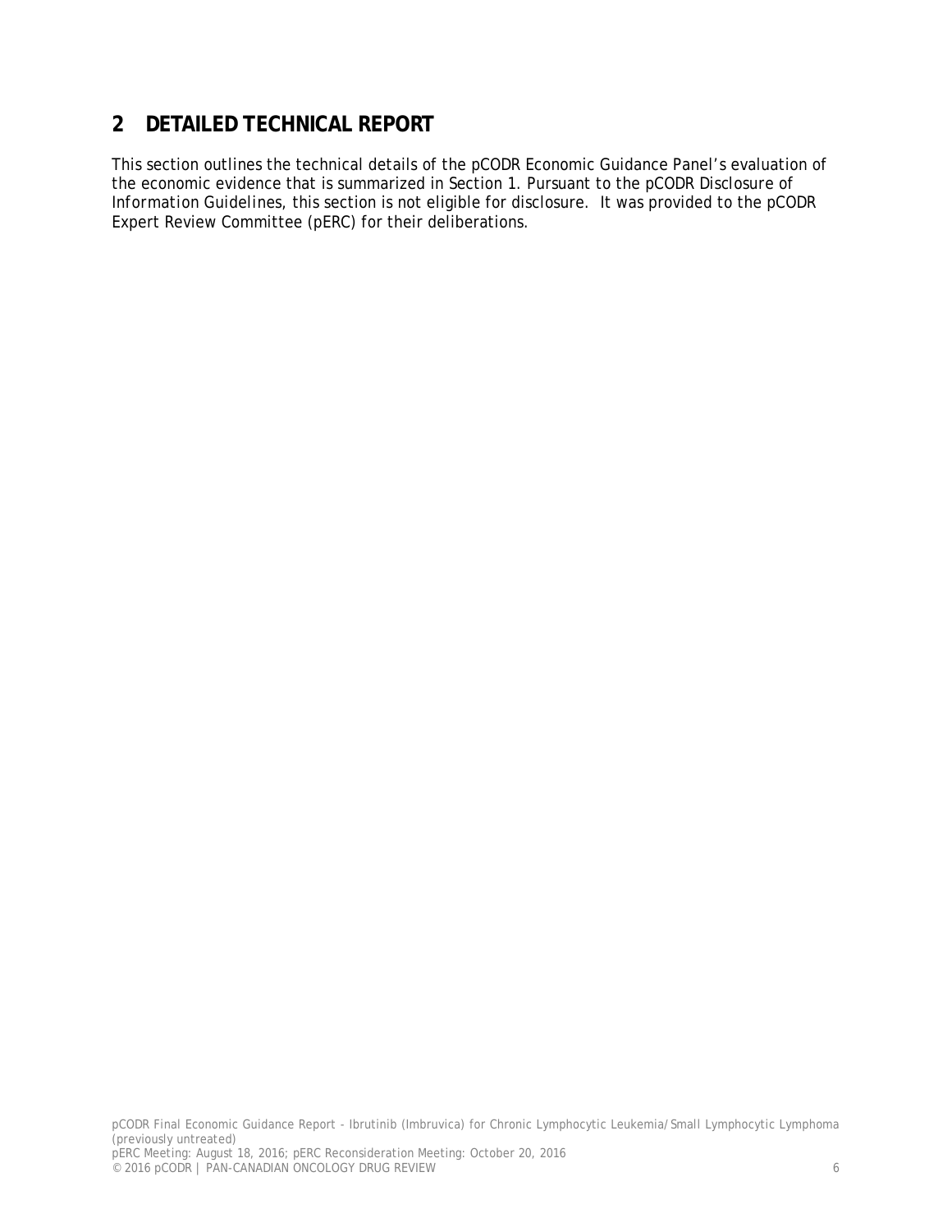# 2 DETAILED TECHNICAL REPORT

This section outlines the technical details of the pCODR Economic Guidance Panel's evaluation of the economic evidence that is summarized in Section 1. Pursuant to the *pCODR Disclosure of Information Guidelines*, this section is not eligible for disclosure. It was provided to the pCODR Expert Review Committee (pERC) for their deliberations.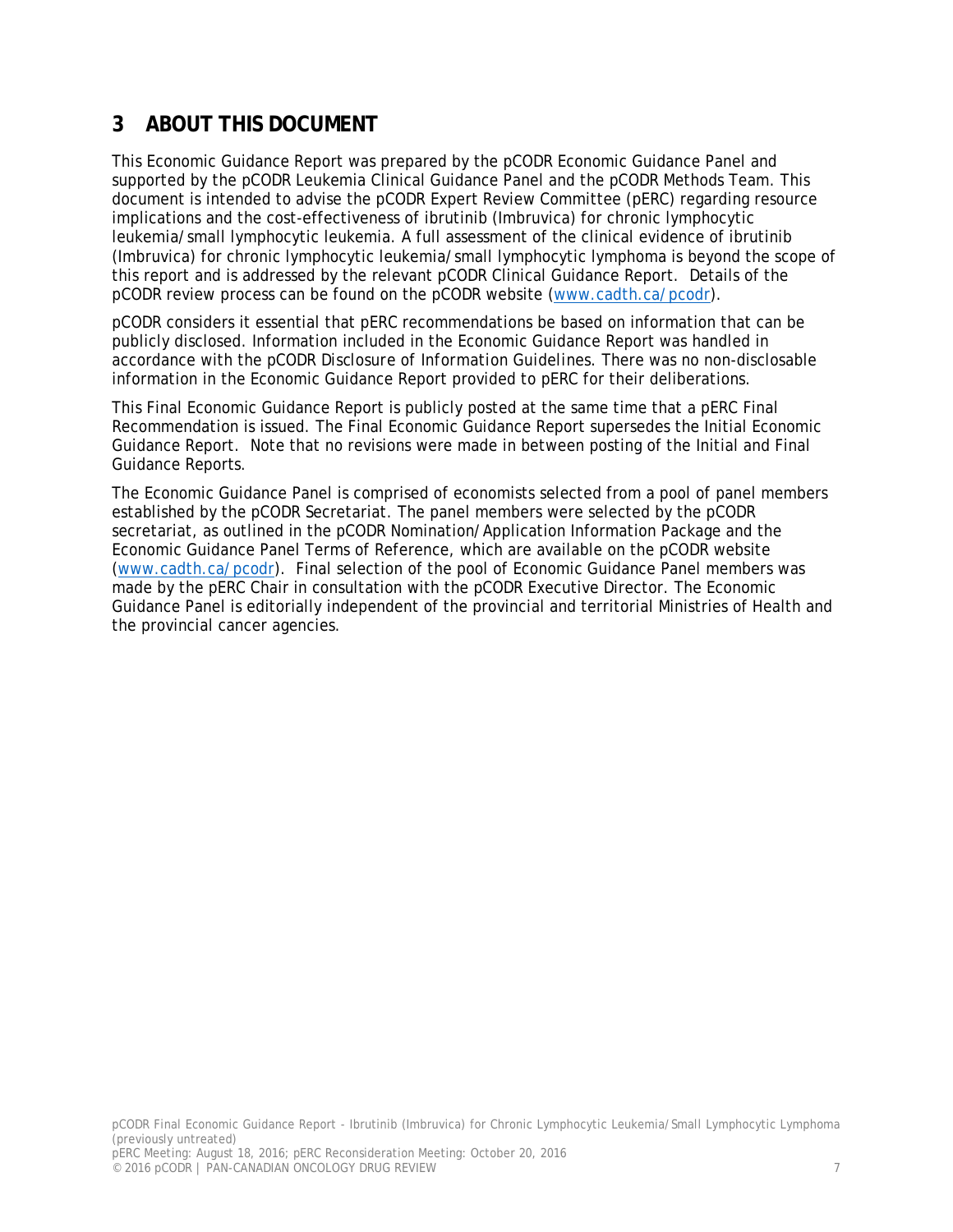# 3 ABOUT THIS DOCUMENT

This Economic Guidance Report was prepared by the pCODR Economic Guidance Panel and supported by the pCODR Leukemia Clinical Guidance Panel and the pCODR Methods Team. This document is intended to advise the pCODR Expert Review Committee (pERC) regarding resource implications and the cost-effectiveness of ibrutinib (Imbruvica) for chronic lymphocytic leukemia/small lymphocytic leukemia. A full assessment of the clinical evidence of ibrutinib (Imbruvica) for chronic lymphocytic leukemia/small lymphocytic lymphoma is beyond the scope of this report and is addressed by the relevant pCODR Clinical Guidance Report. Details of the pCODR review process can be found on the pCODR website (www.cadth.ca/pcodr).

pCODR considers it essential that pERC recommendations be based on information that can be publicly disclosed. Information included in the Economic Guidance Report was handled in accordance with the pCODR Disclosure of Information Guidelines. There was no non-disclosable information in the Economic Guidance Report provided to pERC for their deliberations.

This Final Economic Guidance Report is publicly posted at the same time that a pERC Final Recommendation is issued. The Final Economic Guidance Report supersedes the Initial Economic Guidance Report. Note that no revisions were made in between posting of the Initial and Final Guidance Reports.

The Economic Guidance Panel is comprised of economists selected from a pool of panel members established by the pCODR Secretariat. The panel members were selected by the pCODR secretariat, as outlined in the pCODR Nomination/Application Information Package and the Economic Guidance Panel Terms of Reference, which are available on the pCODR website (www.cadth.ca/pcodr). Final selection of the pool of Economic Guidance Panel members was made by the pERC Chair in consultation with the pCODR Executive Director. The Economic Guidance Panel is editorially independent of the provincial and territorial Ministries of Health and the provincial cancer agencies.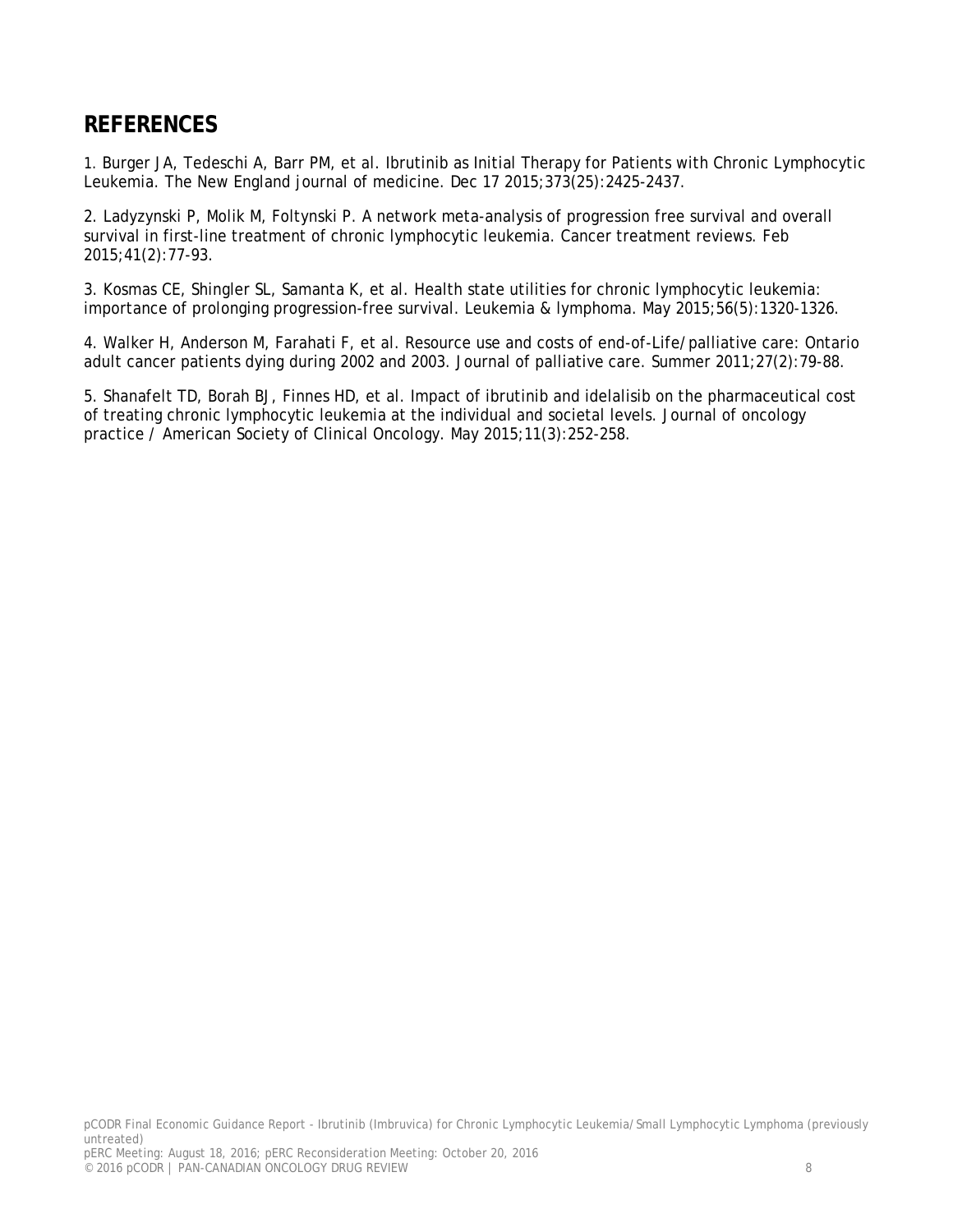## REFERENCES

1. Burger JA, Tedeschi A, Barr PM, et al. Ibrutinib as Initial Therapy for Patients with Chronic Lymphocytic Leukemia. The New England journal of medicine. Dec 17 2015;373(25):2425-2437.

2. Ladyzynski P, Molik M, Foltynski P. A network meta-analysis of progression free survival and overall survival in first-line treatment of chronic lymphocytic leukemia. Cancer treatment reviews. Feb 2015;41(2):77-93.

3. Kosmas CE, Shingler SL, Samanta K, et al. Health state utilities for chronic lymphocytic leukemia: importance of prolonging progression-free survival. Leukemia & lymphoma. May 2015;56(5):1320-1326.

4. Walker H, Anderson M, Farahati F, et al. Resource use and costs of end-of-Life/palliative care: Ontario adult cancer patients dying during 2002 and 2003. Journal of palliative care. Summer 2011;27(2):79-88.

5. Shanafelt TD, Borah BJ, Finnes HD, et al. Impact of ibrutinib and idelalisib on the pharmaceutical cost of treating chronic lymphocytic leukemia at the individual and societal levels. Journal of oncology practice / American Society of Clinical Oncology. May 2015;11(3):252-258.